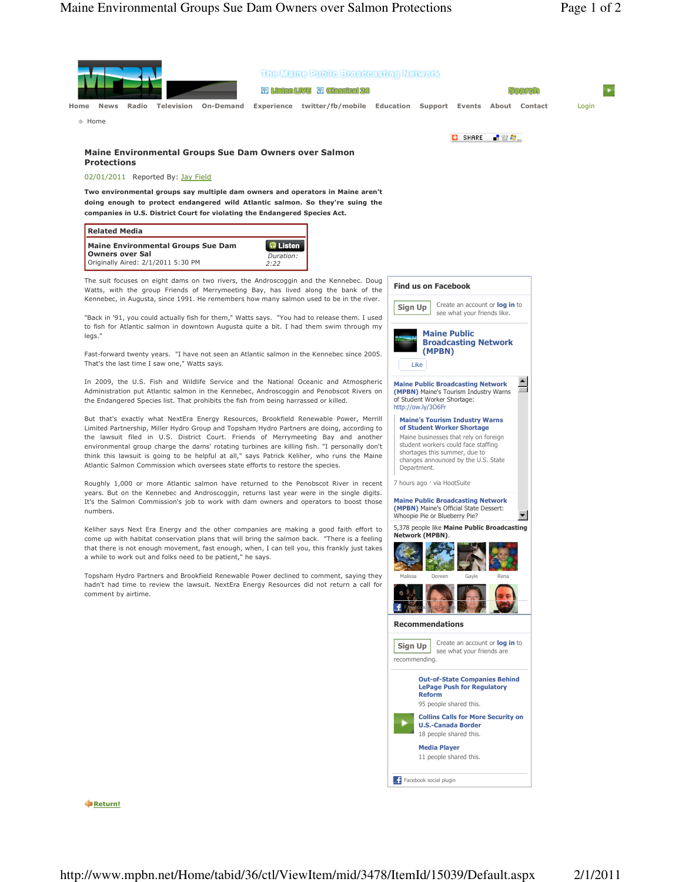Home News Radio Television On-Demand Experience twitter/fb/mobile Education Support Events About Contact Login

Home

## Maine Environmental Groups Sue Dam Owners over Salmon Protections

02/01/2011 Reported By: Jay Field

**Two environmental groups say multiple dam owners and operators in Maine aren't doing enough to protect endangered wild Atlantic salmon. So they're suing the companies in U.S. District Court for violating the Endangered Species Act.**

**Related Media**

**Maine Environmental Groups Sue Dam Owners over Sal**
Originally Aired: 2/1/2011 5:30 PM
Listen
*Duration:* 2:22

The suit focuses on eight dams on two rivers, the Androscoggin and the Kennebec. Doug Watts, with the group Friends of Merrymeeting Bay, has lived along the bank of the Kennebec, in Augusta, since 1991. He remembers how many salmon used to be in the river.

"Back in '91, you could actually fish for them," Watts says. "You had to release them. I used to fish for Atlantic salmon in downtown Augusta quite a bit. I had them swim through my legs."

Fast-forward twenty years. "I have not seen an Atlantic salmon in the Kennebec since 2005. That's the last time I saw one," Watts says.

In 2009, the U.S. Fish and Wildlife Service and the National Oceanic and Atmospheric Administration put Atlantic salmon in the Kennebec, Androscoggin and Penobscot Rivers on the Endangered Species list. That prohibits the fish from being harrassed or killed.

But that's exactly what NextEra Energy Resources, Brookfield Renewable Power, Merrill Limited Partnership, Miller Hydro Group and Topsham Hydro Partners are doing, according to the lawsuit filed in U.S. District Court. Friends of Merrymeeting Bay and another environmental group charge the dams' rotating turbines are killing fish. "I personally don't think this lawsuit is going to be helpful at all," says Patrick Keliher, who runs the Maine Atlantic Salmon Commission which oversees state efforts to restore the species.

Roughly 1,000 or more Atlantic salmon have returned to the Penobscot River in recent years. But on the Kennebec and Androscoggin, returns last year were in the single digits. It's the Salmon Commission's job to work with dam owners and operators to boost those numbers.

Keliher says Next Era Energy and the other companies are making a good faith effort to come up with habitat conservation plans that will bring the salmon back. "There is a feeling that there is not enough movement, fast enough, when, I can tell you, this frankly just takes a while to work out and folks need to be patient," he says.

Topsham Hydro Partners and Brookfield Renewable Power declined to comment, saying they hadn't had time to review the lawsuit. NextEra Energy Resources did not return a call for comment by airtime.

### Find us on Facebook

Sign Up — Create an account or log in to see what your friends like.

**Maine Public Broadcasting Network (MPBN)**

Like

**Maine Public Broadcasting Network (MPBN)** Maine's Tourism Industry Warns of Student Worker Shortage: http://ow.ly/3O6Fr

**Maine's Tourism Industry Warns of Student Worker Shortage**
Maine businesses that rely on foreign student workers could face staffing shortages this summer, due to changes announced by the U.S. State Department.

7 hours ago · via HootSuite

**Maine Public Broadcasting Network (MPBN)** Maine's Official State Dessert: Whoopie Pie or Blueberry Pie?

5,378 people like **Maine Public Broadcasting Network (MPBN)**.

Malissa Doreen Gayle Rena

### Recommendations

Sign Up — Create an account or log in to see what your friends are recommending.

**Out-of-State Companies Behind LePage Push for Regulatory Reform**
95 people shared this.

**Collins Calls for More Security on U.S.-Canada Border**
18 people shared this.

**Media Player**
11 people shared this.

Facebook social plugin

Return!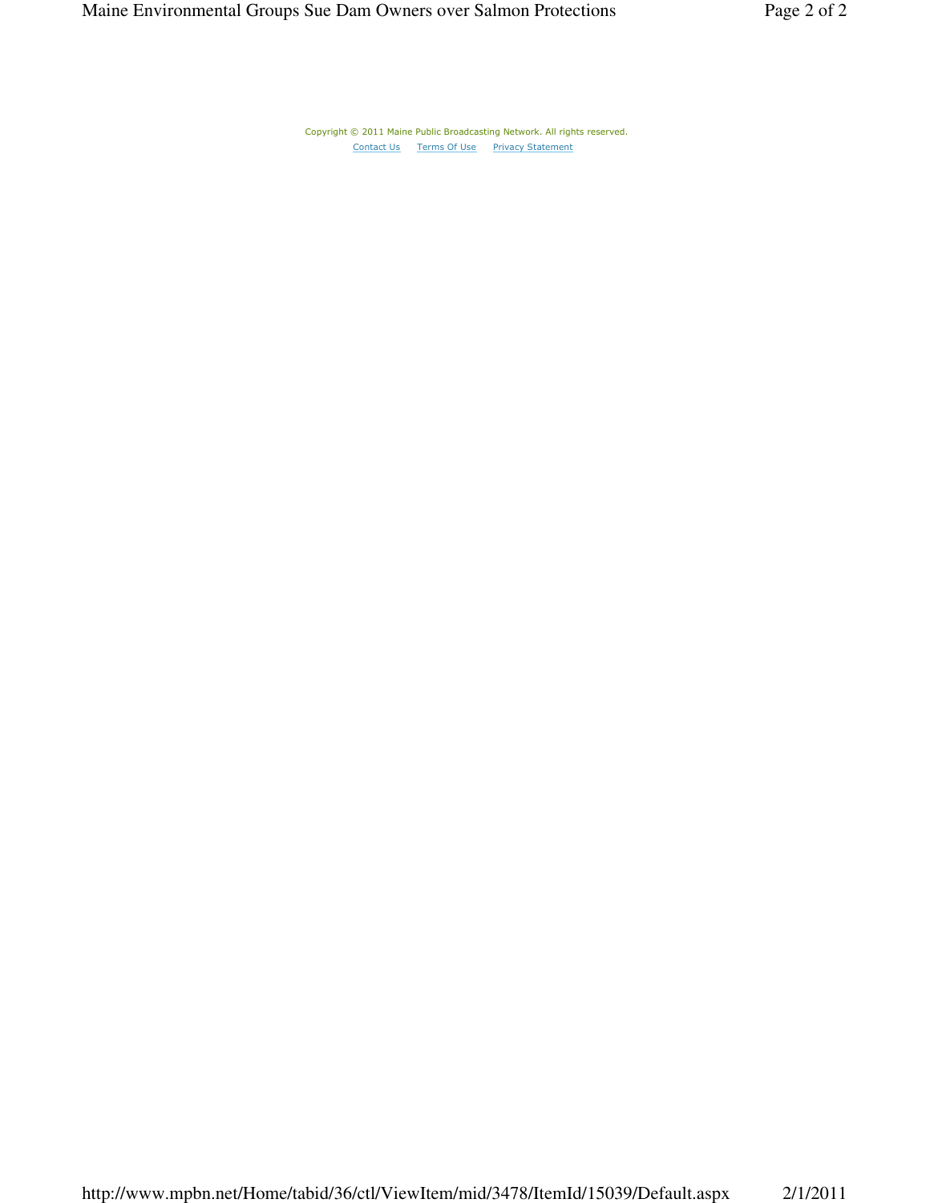Copyright © 2011 Maine Public Broadcasting Network. All rights reserved.

Contact Us Terms Of Use Privacy Statement